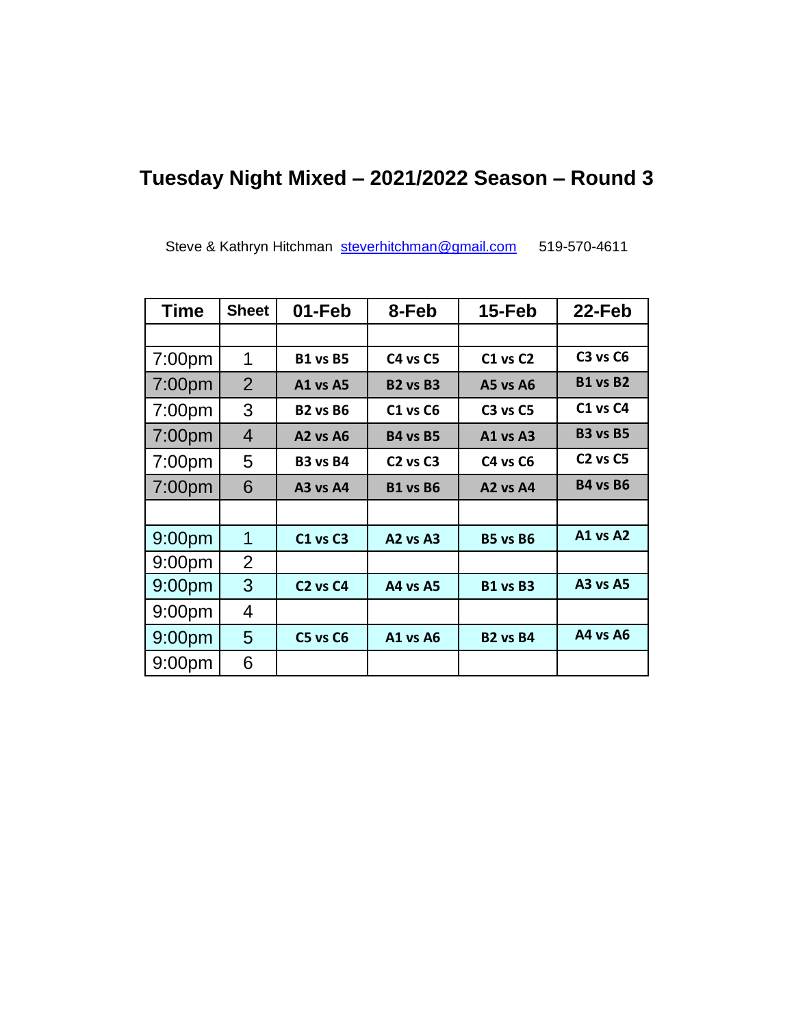# Tuesday Night Mixed – 2021/2022 Season – Round 3

Steve & Kathryn Hitchman steverhitchman@gmail.com 519-570-4611

| Time | Sheet | 01-Feb | 8-Feb | 15-Feb | 22-Feb |
|---|---|---|---|---|---|
| | | | | | |
| 7:00pm | 1 | **B1 vs B5** | **C4 vs C5** | **C1 vs C2** | **C3 vs C6** |
| 7:00pm | 2 | **A1 vs A5** | **B2 vs B3** | **A5 vs A6** | **B1 vs B2** |
| 7:00pm | 3 | **B2 vs B6** | **C1 vs C6** | **C3 vs C5** | **C1 vs C4** |
| 7:00pm | 4 | **A2 vs A6** | **B4 vs B5** | **A1 vs A3** | **B3 vs B5** |
| 7:00pm | 5 | **B3 vs B4** | **C2 vs C3** | **C4 vs C6** | **C2 vs C5** |
| 7:00pm | 6 | **A3 vs A4** | **B1 vs B6** | **A2 vs A4** | **B4 vs B6** |
| | | | | | |
| 9:00pm | 1 | **C1 vs C3** | **A2 vs A3** | **B5 vs B6** | **A1 vs A2** |
| 9:00pm | 2 | | | | |
| 9:00pm | 3 | **C2 vs C4** | **A4 vs A5** | **B1 vs B3** | **A3 vs A5** |
| 9:00pm | 4 | | | | |
| 9:00pm | 5 | **C5 vs C6** | **A1 vs A6** | **B2 vs B4** | **A4 vs A6** |
| 9:00pm | 6 | | | | |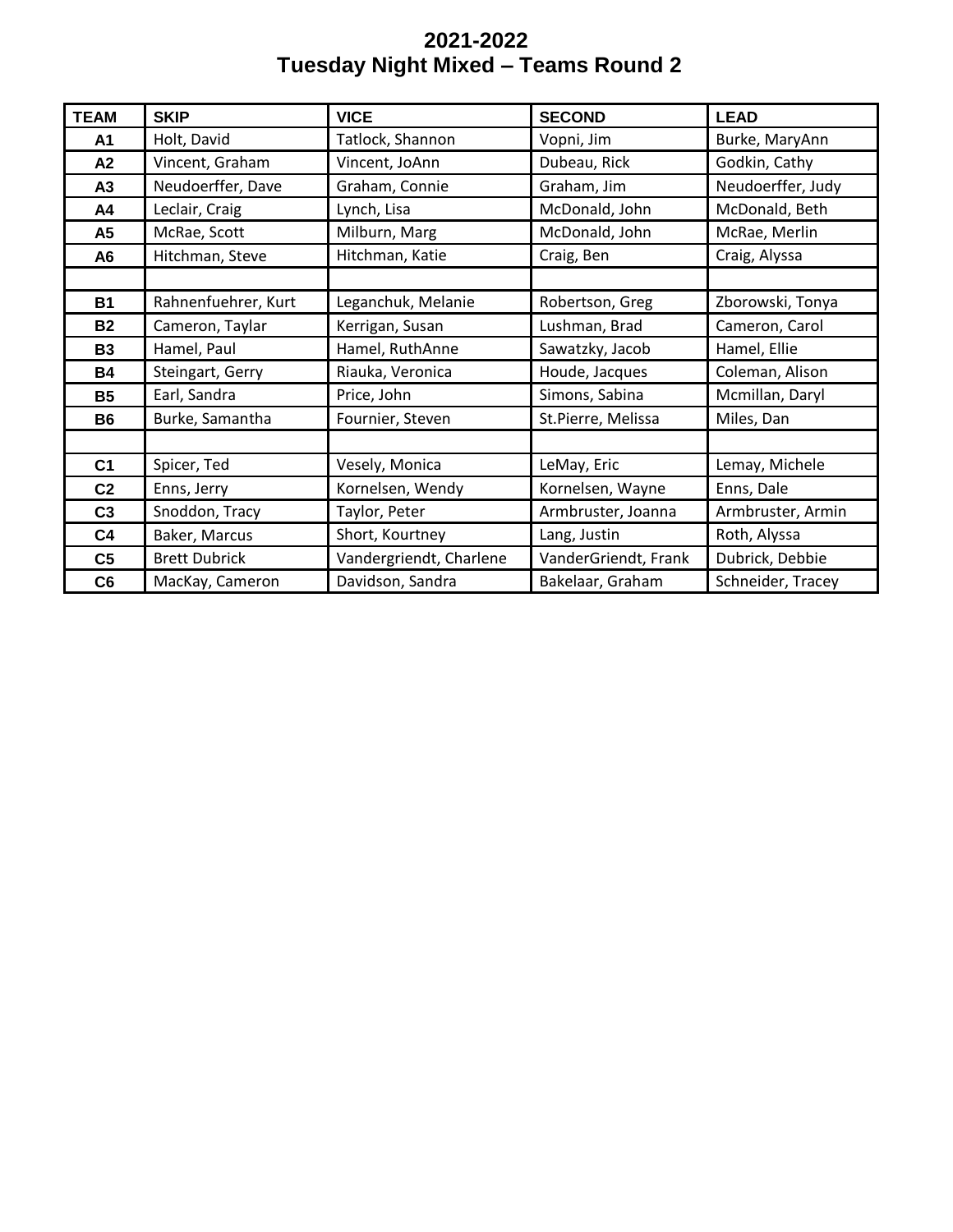# 2021-2022
# Tuesday Night Mixed – Teams Round 2

| TEAM | SKIP | VICE | SECOND | LEAD |
|---|---|---|---|---|
| A1 | Holt, David | Tatlock, Shannon | Vopni, Jim | Burke, MaryAnn |
| A2 | Vincent, Graham | Vincent, JoAnn | Dubeau, Rick | Godkin, Cathy |
| A3 | Neudoerffer, Dave | Graham, Connie | Graham, Jim | Neudoerffer, Judy |
| A4 | Leclair, Craig | Lynch, Lisa | McDonald, John | McDonald, Beth |
| A5 | McRae, Scott | Milburn, Marg | McDonald, John | McRae, Merlin |
| A6 | Hitchman, Steve | Hitchman, Katie | Craig, Ben | Craig, Alyssa |
| | | | | |
| B1 | Rahnenfuehrer, Kurt | Leganchuk, Melanie | Robertson, Greg | Zborowski, Tonya |
| B2 | Cameron, Taylar | Kerrigan, Susan | Lushman, Brad | Cameron, Carol |
| B3 | Hamel, Paul | Hamel, RuthAnne | Sawatzky, Jacob | Hamel, Ellie |
| B4 | Steingart, Gerry | Riauka, Veronica | Houde, Jacques | Coleman, Alison |
| B5 | Earl, Sandra | Price, John | Simons, Sabina | Mcmillan, Daryl |
| B6 | Burke, Samantha | Fournier, Steven | St.Pierre, Melissa | Miles, Dan |
| | | | | |
| C1 | Spicer, Ted | Vesely, Monica | LeMay, Eric | Lemay, Michele |
| C2 | Enns, Jerry | Kornelsen, Wendy | Kornelsen, Wayne | Enns, Dale |
| C3 | Snoddon, Tracy | Taylor, Peter | Armbruster, Joanna | Armbruster, Armin |
| C4 | Baker, Marcus | Short, Kourtney | Lang, Justin | Roth, Alyssa |
| C5 | Brett Dubrick | Vandergriendt, Charlene | VanderGriendt, Frank | Dubrick, Debbie |
| C6 | MacKay, Cameron | Davidson, Sandra | Bakelaar, Graham | Schneider, Tracey |